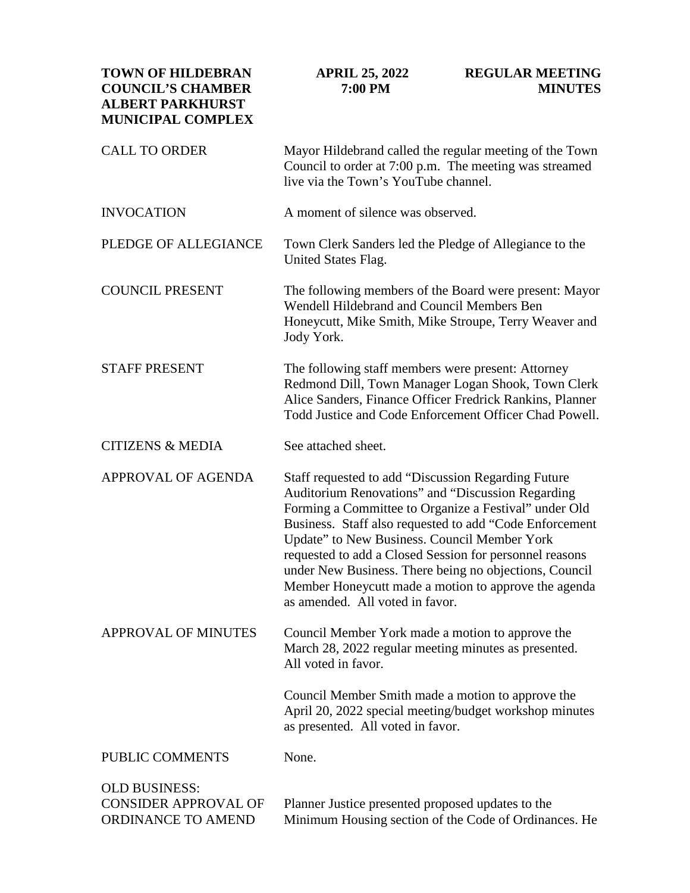**TOWN OF HILDEBRAN**
**COUNCIL'S CHAMBER**
**ALBERT PARKHURST**
**MUNICIPAL COMPLEX**

**APRIL 25, 2022**
**7:00 PM**

**REGULAR MEETING**
**MINUTES**

CALL TO ORDER

Mayor Hildebrand called the regular meeting of the Town Council to order at 7:00 p.m. The meeting was streamed live via the Town's YouTube channel.

INVOCATION

A moment of silence was observed.

PLEDGE OF ALLEGIANCE

Town Clerk Sanders led the Pledge of Allegiance to the United States Flag.

COUNCIL PRESENT

The following members of the Board were present: Mayor Wendell Hildebrand and Council Members Ben Honeycutt, Mike Smith, Mike Stroupe, Terry Weaver and Jody York.

STAFF PRESENT

The following staff members were present: Attorney Redmond Dill, Town Manager Logan Shook, Town Clerk Alice Sanders, Finance Officer Fredrick Rankins, Planner Todd Justice and Code Enforcement Officer Chad Powell.

CITIZENS & MEDIA

See attached sheet.

APPROVAL OF AGENDA

Staff requested to add "Discussion Regarding Future Auditorium Renovations" and "Discussion Regarding Forming a Committee to Organize a Festival" under Old Business. Staff also requested to add "Code Enforcement Update" to New Business. Council Member York requested to add a Closed Session for personnel reasons under New Business. There being no objections, Council Member Honeycutt made a motion to approve the agenda as amended. All voted in favor.

APPROVAL OF MINUTES

Council Member York made a motion to approve the March 28, 2022 regular meeting minutes as presented. All voted in favor.

Council Member Smith made a motion to approve the April 20, 2022 special meeting/budget workshop minutes as presented. All voted in favor.

PUBLIC COMMENTS

None.

OLD BUSINESS:
CONSIDER APPROVAL OF ORDINANCE TO AMEND

Planner Justice presented proposed updates to the Minimum Housing section of the Code of Ordinances. He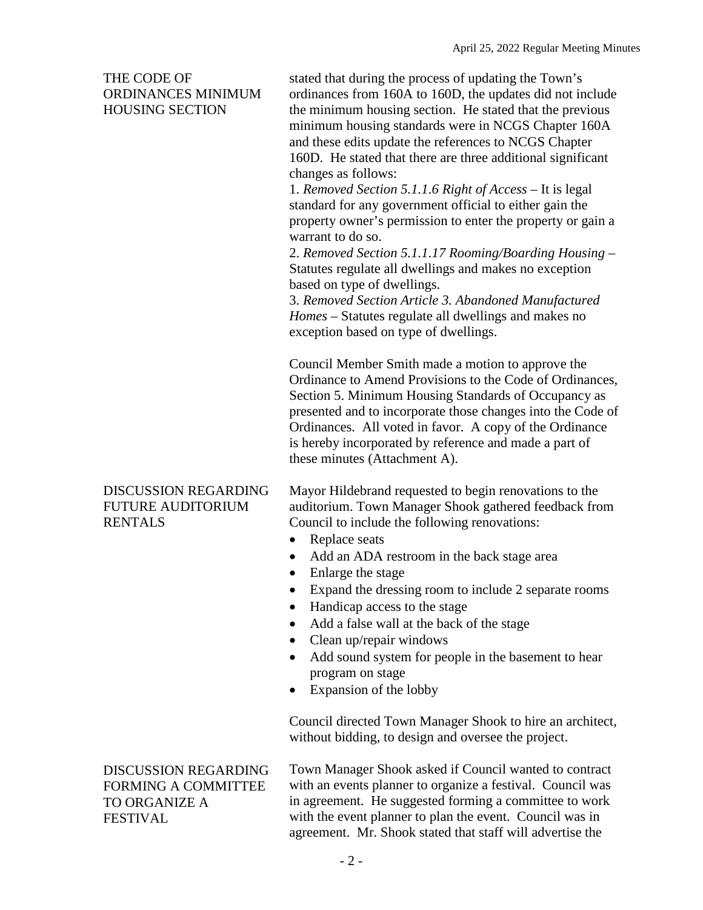## THE CODE OF ORDINANCES MINIMUM HOUSING SECTION

stated that during the process of updating the Town's ordinances from 160A to 160D, the updates did not include the minimum housing section. He stated that the previous minimum housing standards were in NCGS Chapter 160A and these edits update the references to NCGS Chapter 160D. He stated that there are three additional significant changes as follows:

1. *Removed Section 5.1.1.6 Right of Access* – It is legal standard for any government official to either gain the property owner's permission to enter the property or gain a warrant to do so.
2. *Removed Section 5.1.1.17 Rooming/Boarding Housing* – Statutes regulate all dwellings and makes no exception based on type of dwellings.
3. *Removed Section Article 3. Abandoned Manufactured Homes* – Statutes regulate all dwellings and makes no exception based on type of dwellings.

Council Member Smith made a motion to approve the Ordinance to Amend Provisions to the Code of Ordinances, Section 5. Minimum Housing Standards of Occupancy as presented and to incorporate those changes into the Code of Ordinances. All voted in favor. A copy of the Ordinance is hereby incorporated by reference and made a part of these minutes (Attachment A).

## DISCUSSION REGARDING FUTURE AUDITORIUM RENTALS

Mayor Hildebrand requested to begin renovations to the auditorium. Town Manager Shook gathered feedback from Council to include the following renovations:

- Replace seats
- Add an ADA restroom in the back stage area
- Enlarge the stage
- Expand the dressing room to include 2 separate rooms
- Handicap access to the stage
- Add a false wall at the back of the stage
- Clean up/repair windows
- Add sound system for people in the basement to hear program on stage
- Expansion of the lobby

Council directed Town Manager Shook to hire an architect, without bidding, to design and oversee the project.

## DISCUSSION REGARDING FORMING A COMMITTEE TO ORGANIZE A FESTIVAL

Town Manager Shook asked if Council wanted to contract with an events planner to organize a festival. Council was in agreement. He suggested forming a committee to work with the event planner to plan the event. Council was in agreement. Mr. Shook stated that staff will advertise the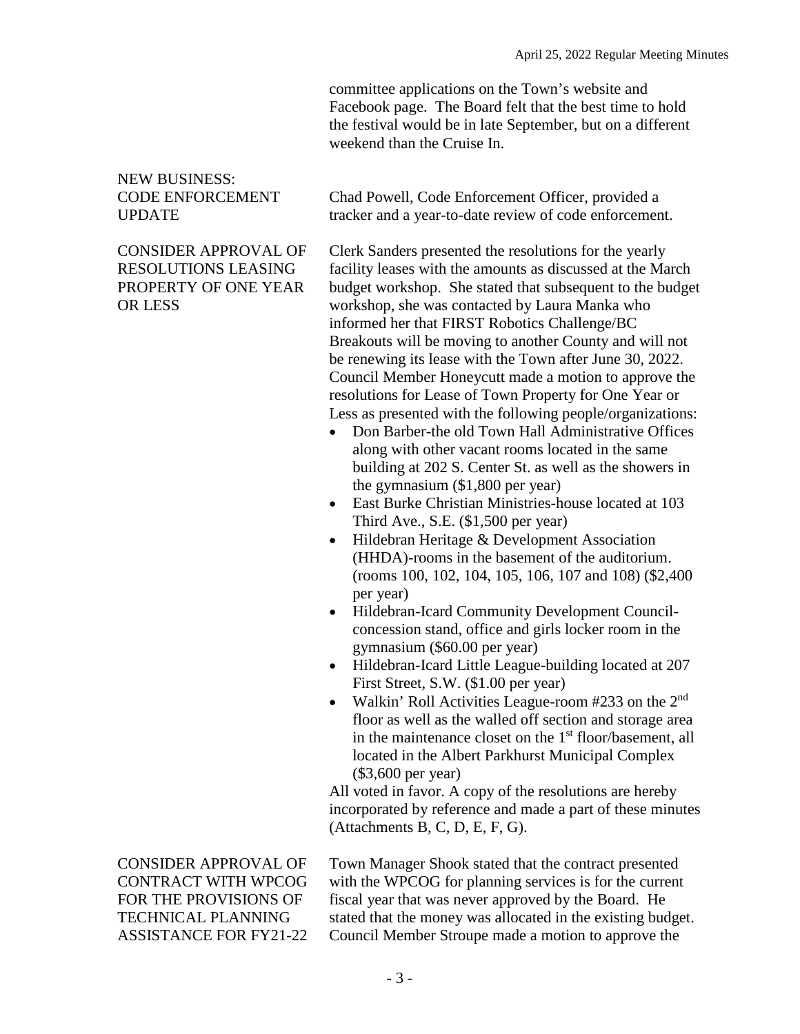committee applications on the Town's website and Facebook page. The Board felt that the best time to hold the festival would be in late September, but on a different weekend than the Cruise In.

**NEW BUSINESS:**

**CODE ENFORCEMENT UPDATE**

Chad Powell, Code Enforcement Officer, provided a tracker and a year-to-date review of code enforcement.

**CONSIDER APPROVAL OF RESOLUTIONS LEASING PROPERTY OF ONE YEAR OR LESS**

Clerk Sanders presented the resolutions for the yearly facility leases with the amounts as discussed at the March budget workshop. She stated that subsequent to the budget workshop, she was contacted by Laura Manka who informed her that FIRST Robotics Challenge/BC Breakouts will be moving to another County and will not be renewing its lease with the Town after June 30, 2022. Council Member Honeycutt made a motion to approve the resolutions for Lease of Town Property for One Year or Less as presented with the following people/organizations:

- Don Barber-the old Town Hall Administrative Offices along with other vacant rooms located in the same building at 202 S. Center St. as well as the showers in the gymnasium ($1,800 per year)
- East Burke Christian Ministries-house located at 103 Third Ave., S.E. ($1,500 per year)
- Hildebran Heritage & Development Association (HHDA)-rooms in the basement of the auditorium. (rooms 100, 102, 104, 105, 106, 107 and 108) ($2,400 per year)
- Hildebran-Icard Community Development Council-concession stand, office and girls locker room in the gymnasium ($60.00 per year)
- Hildebran-Icard Little League-building located at 207 First Street, S.W. ($1.00 per year)
- Walkin' Roll Activities League-room #233 on the 2nd floor as well as the walled off section and storage area in the maintenance closet on the 1st floor/basement, all located in the Albert Parkhurst Municipal Complex ($3,600 per year)

All voted in favor. A copy of the resolutions are hereby incorporated by reference and made a part of these minutes (Attachments B, C, D, E, F, G).

**CONSIDER APPROVAL OF CONTRACT WITH WPCOG FOR THE PROVISIONS OF TECHNICAL PLANNING ASSISTANCE FOR FY21-22**

Town Manager Shook stated that the contract presented with the WPCOG for planning services is for the current fiscal year that was never approved by the Board. He stated that the money was allocated in the existing budget. Council Member Stroupe made a motion to approve the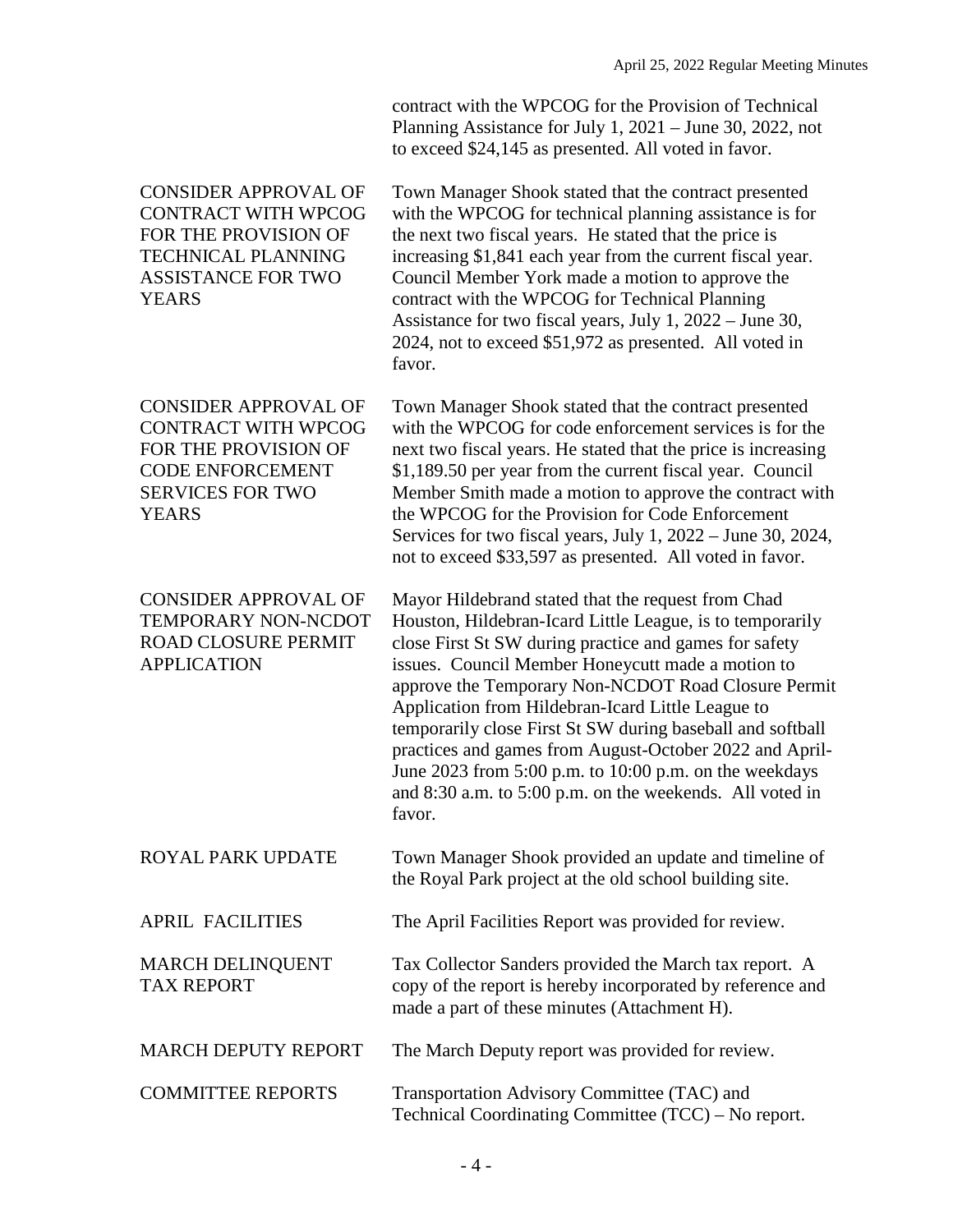contract with the WPCOG for the Provision of Technical Planning Assistance for July 1, 2021 – June 30, 2022, not to exceed $24,145 as presented. All voted in favor.

**CONSIDER APPROVAL OF CONTRACT WITH WPCOG FOR THE PROVISION OF TECHNICAL PLANNING ASSISTANCE FOR TWO YEARS**

Town Manager Shook stated that the contract presented with the WPCOG for technical planning assistance is for the next two fiscal years. He stated that the price is increasing $1,841 each year from the current fiscal year. Council Member York made a motion to approve the contract with the WPCOG for Technical Planning Assistance for two fiscal years, July 1, 2022 – June 30, 2024, not to exceed $51,972 as presented. All voted in favor.

**CONSIDER APPROVAL OF CONTRACT WITH WPCOG FOR THE PROVISION OF CODE ENFORCEMENT SERVICES FOR TWO YEARS**

Town Manager Shook stated that the contract presented with the WPCOG for code enforcement services is for the next two fiscal years. He stated that the price is increasing $1,189.50 per year from the current fiscal year. Council Member Smith made a motion to approve the contract with the WPCOG for the Provision for Code Enforcement Services for two fiscal years, July 1, 2022 – June 30, 2024, not to exceed $33,597 as presented. All voted in favor.

**CONSIDER APPROVAL OF TEMPORARY NON-NCDOT ROAD CLOSURE PERMIT APPLICATION**

Mayor Hildebrand stated that the request from Chad Houston, Hildebran-Icard Little League, is to temporarily close First St SW during practice and games for safety issues. Council Member Honeycutt made a motion to approve the Temporary Non-NCDOT Road Closure Permit Application from Hildebran-Icard Little League to temporarily close First St SW during baseball and softball practices and games from August-October 2022 and April-June 2023 from 5:00 p.m. to 10:00 p.m. on the weekdays and 8:30 a.m. to 5:00 p.m. on the weekends. All voted in favor.

**ROYAL PARK UPDATE**

Town Manager Shook provided an update and timeline of the Royal Park project at the old school building site.

**APRIL FACILITIES**

The April Facilities Report was provided for review.

**MARCH DELINQUENT TAX REPORT**

Tax Collector Sanders provided the March tax report. A copy of the report is hereby incorporated by reference and made a part of these minutes (Attachment H).

**MARCH DEPUTY REPORT**

The March Deputy report was provided for review.

**COMMITTEE REPORTS**

Transportation Advisory Committee (TAC) and Technical Coordinating Committee (TCC) – No report.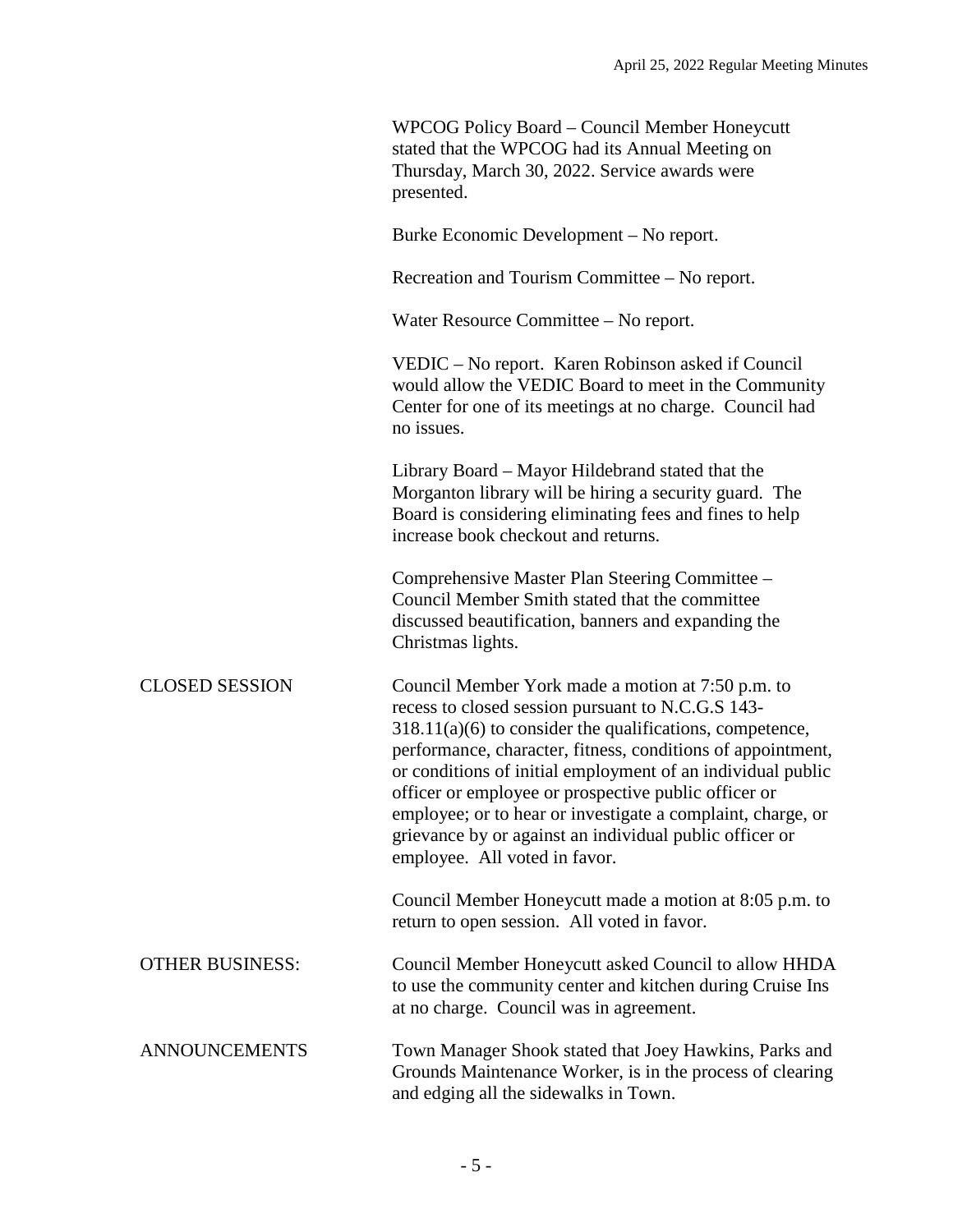WPCOG Policy Board – Council Member Honeycutt stated that the WPCOG had its Annual Meeting on Thursday, March 30, 2022. Service awards were presented.

Burke Economic Development – No report.

Recreation and Tourism Committee – No report.

Water Resource Committee – No report.

VEDIC – No report. Karen Robinson asked if Council would allow the VEDIC Board to meet in the Community Center for one of its meetings at no charge. Council had no issues.

Library Board – Mayor Hildebrand stated that the Morganton library will be hiring a security guard. The Board is considering eliminating fees and fines to help increase book checkout and returns.

Comprehensive Master Plan Steering Committee – Council Member Smith stated that the committee discussed beautification, banners and expanding the Christmas lights.

**CLOSED SESSION**

Council Member York made a motion at 7:50 p.m. to recess to closed session pursuant to N.C.G.S 143-318.11(a)(6) to consider the qualifications, competence, performance, character, fitness, conditions of appointment, or conditions of initial employment of an individual public officer or employee or prospective public officer or employee; or to hear or investigate a complaint, charge, or grievance by or against an individual public officer or employee. All voted in favor.

Council Member Honeycutt made a motion at 8:05 p.m. to return to open session. All voted in favor.

**OTHER BUSINESS:**

Council Member Honeycutt asked Council to allow HHDA to use the community center and kitchen during Cruise Ins at no charge. Council was in agreement.

**ANNOUNCEMENTS**

Town Manager Shook stated that Joey Hawkins, Parks and Grounds Maintenance Worker, is in the process of clearing and edging all the sidewalks in Town.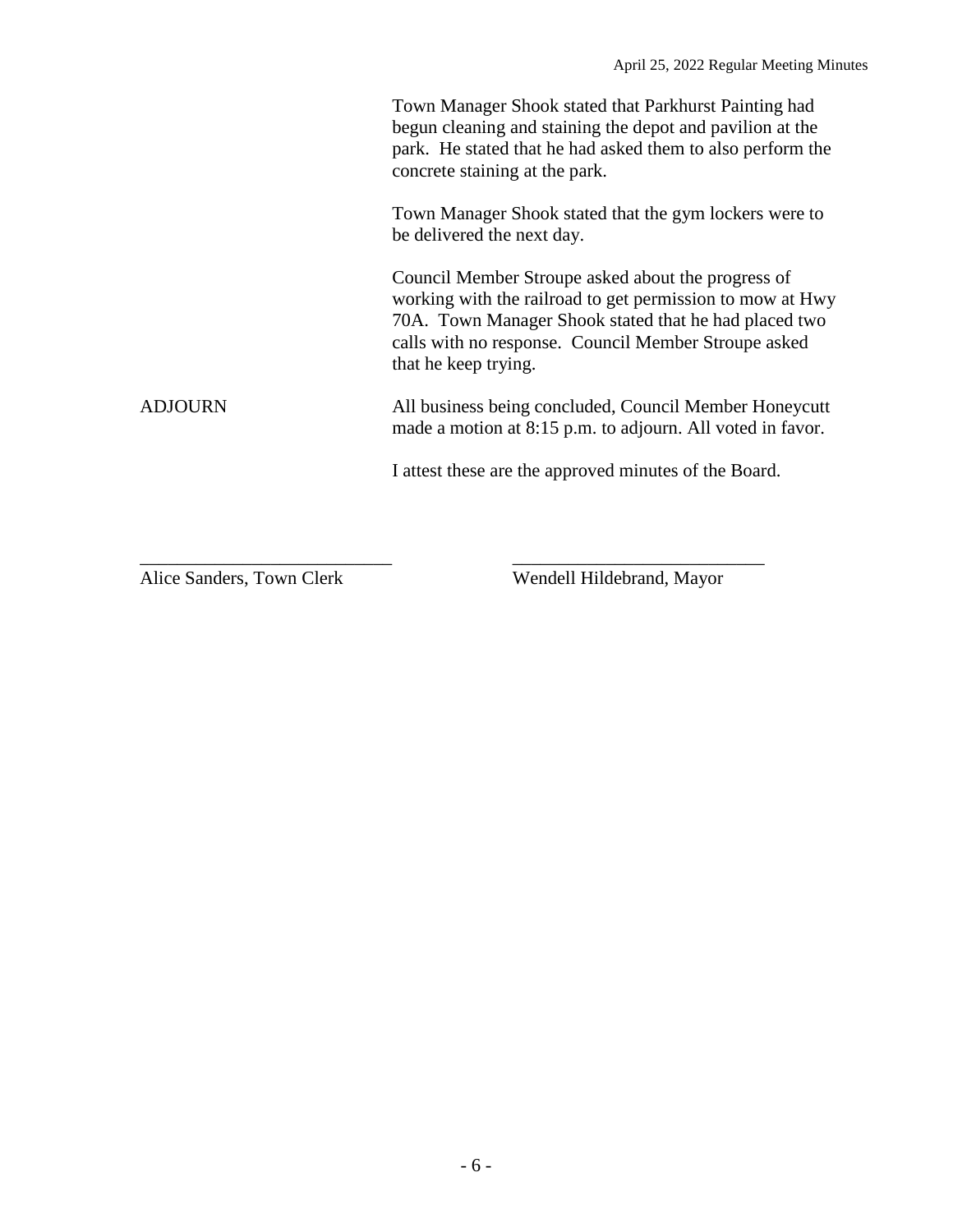Town Manager Shook stated that Parkhurst Painting had begun cleaning and staining the depot and pavilion at the park. He stated that he had asked them to also perform the concrete staining at the park.

Town Manager Shook stated that the gym lockers were to be delivered the next day.

Council Member Stroupe asked about the progress of working with the railroad to get permission to mow at Hwy 70A. Town Manager Shook stated that he had placed two calls with no response. Council Member Stroupe asked that he keep trying.

**ADJOURN**

All business being concluded, Council Member Honeycutt made a motion at 8:15 p.m. to adjourn. All voted in favor.

I attest these are the approved minutes of the Board.

\_\_\_\_\_\_\_\_\_\_\_\_\_\_\_\_\_\_\_\_\_\_\_\_\_\_\_\_
Alice Sanders, Town Clerk

\_\_\_\_\_\_\_\_\_\_\_\_\_\_\_\_\_\_\_\_\_\_\_\_\_\_\_\_
Wendell Hildebrand, Mayor